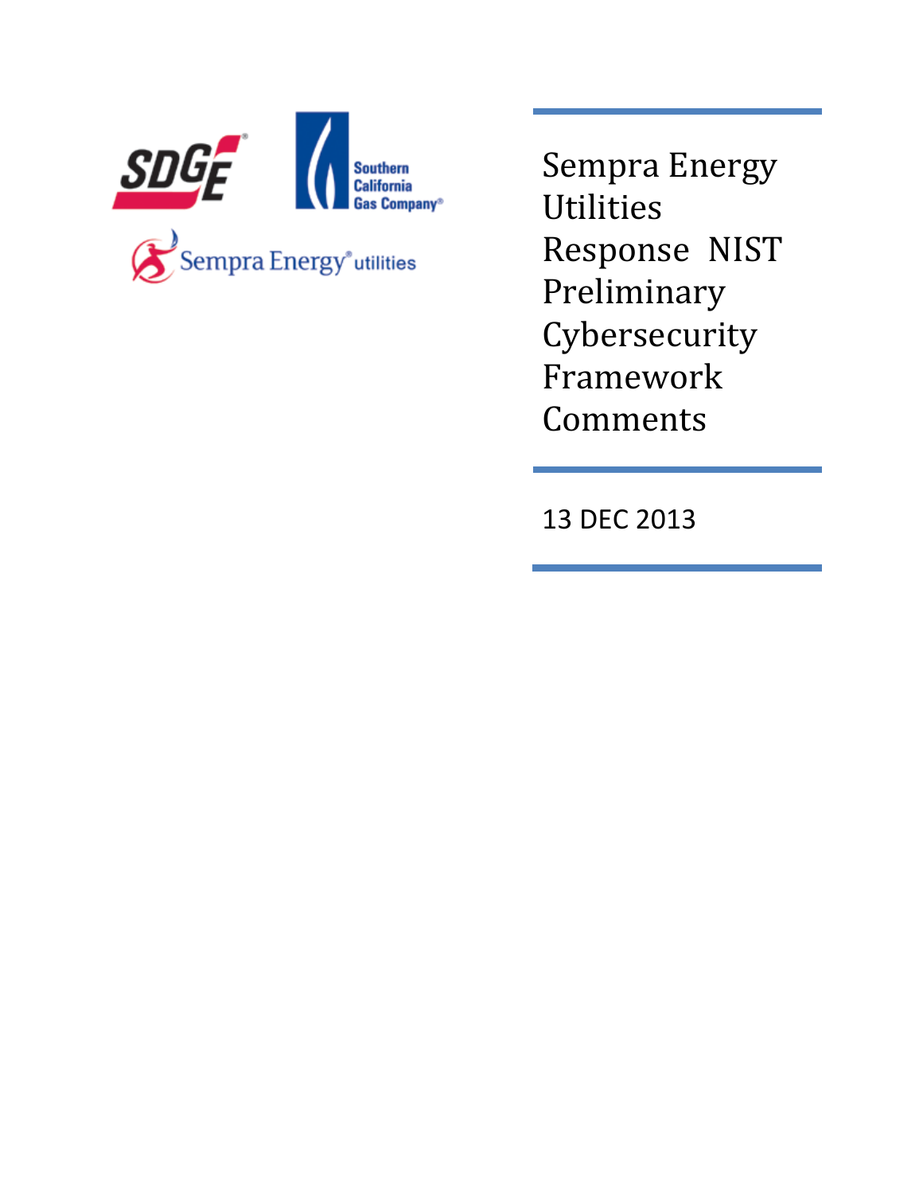# Sempra Energy Utilities Response NIST Preliminary Cybersecurity Framework Comments

13 DEC 2013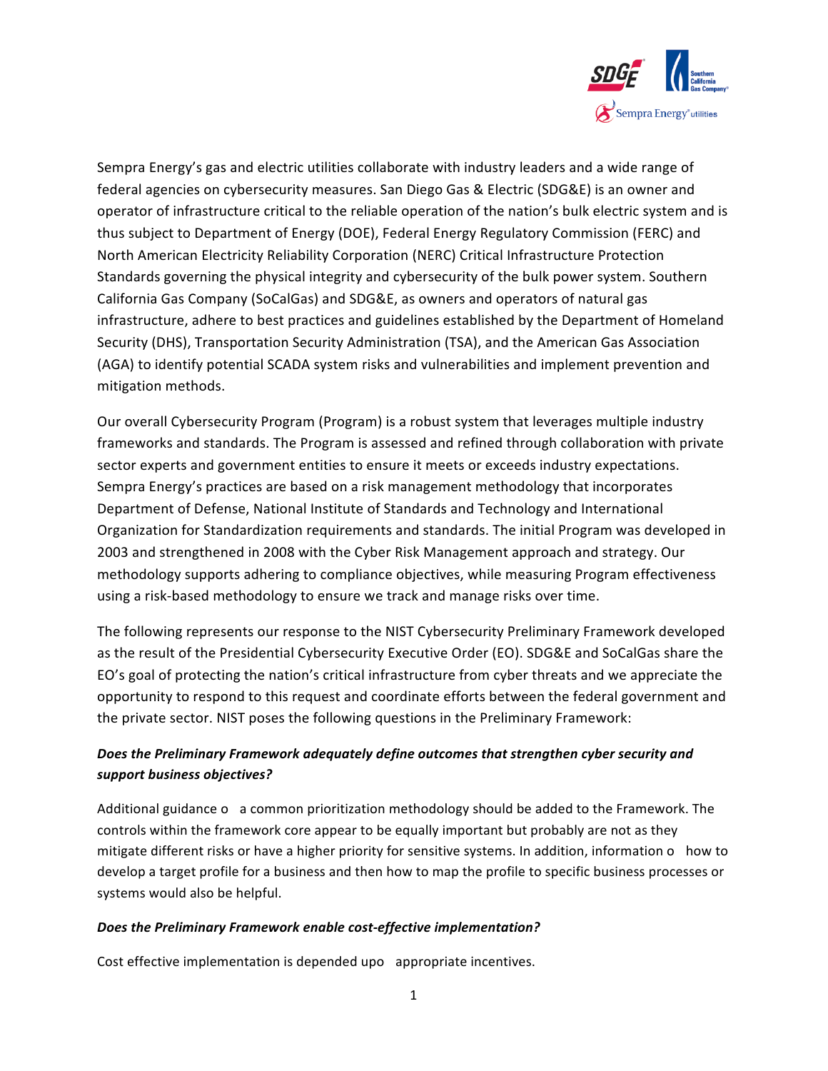Sempra Energy's gas and electric utilities collaborate with industry leaders and a wide range of federal agencies on cybersecurity measures. San Diego Gas & Electric (SDG&E) is an owner and operator of infrastructure critical to the reliable operation of the nation's bulk electric system and is thus subject to Department of Energy (DOE), Federal Energy Regulatory Commission (FERC) and North American Electricity Reliability Corporation (NERC) Critical Infrastructure Protection Standards governing the physical integrity and cybersecurity of the bulk power system. Southern California Gas Company (SoCalGas) and SDG&E, as owners and operators of natural gas infrastructure, adhere to best practices and guidelines established by the Department of Homeland Security (DHS), Transportation Security Administration (TSA), and the American Gas Association (AGA) to identify potential SCADA system risks and vulnerabilities and implement prevention and mitigation methods.

Our overall Cybersecurity Program (Program) is a robust system that leverages multiple industry frameworks and standards. The Program is assessed and refined through collaboration with private sector experts and government entities to ensure it meets or exceeds industry expectations. Sempra Energy's practices are based on a risk management methodology that incorporates Department of Defense, National Institute of Standards and Technology and International Organization for Standardization requirements and standards. The initial Program was developed in 2003 and strengthened in 2008 with the Cyber Risk Management approach and strategy. Our methodology supports adhering to compliance objectives, while measuring Program effectiveness using a risk-based methodology to ensure we track and manage risks over time.

The following represents our response to the NIST Cybersecurity Preliminary Framework developed as the result of the Presidential Cybersecurity Executive Order (EO). SDG&E and SoCalGas share the EO's goal of protecting the nation's critical infrastructure from cyber threats and we appreciate the opportunity to respond to this request and coordinate efforts between the federal government and the private sector. NIST poses the following questions in the Preliminary Framework:

***Does the Preliminary Framework adequately define outcomes that strengthen cyber security and support business objectives?***

Additional guidance o a common prioritization methodology should be added to the Framework. The controls within the framework core appear to be equally important but probably are not as they mitigate different risks or have a higher priority for sensitive systems. In addition, information o how to develop a target profile for a business and then how to map the profile to specific business processes or systems would also be helpful.

***Does the Preliminary Framework enable cost-effective implementation?***

Cost effective implementation is depended upo appropriate incentives.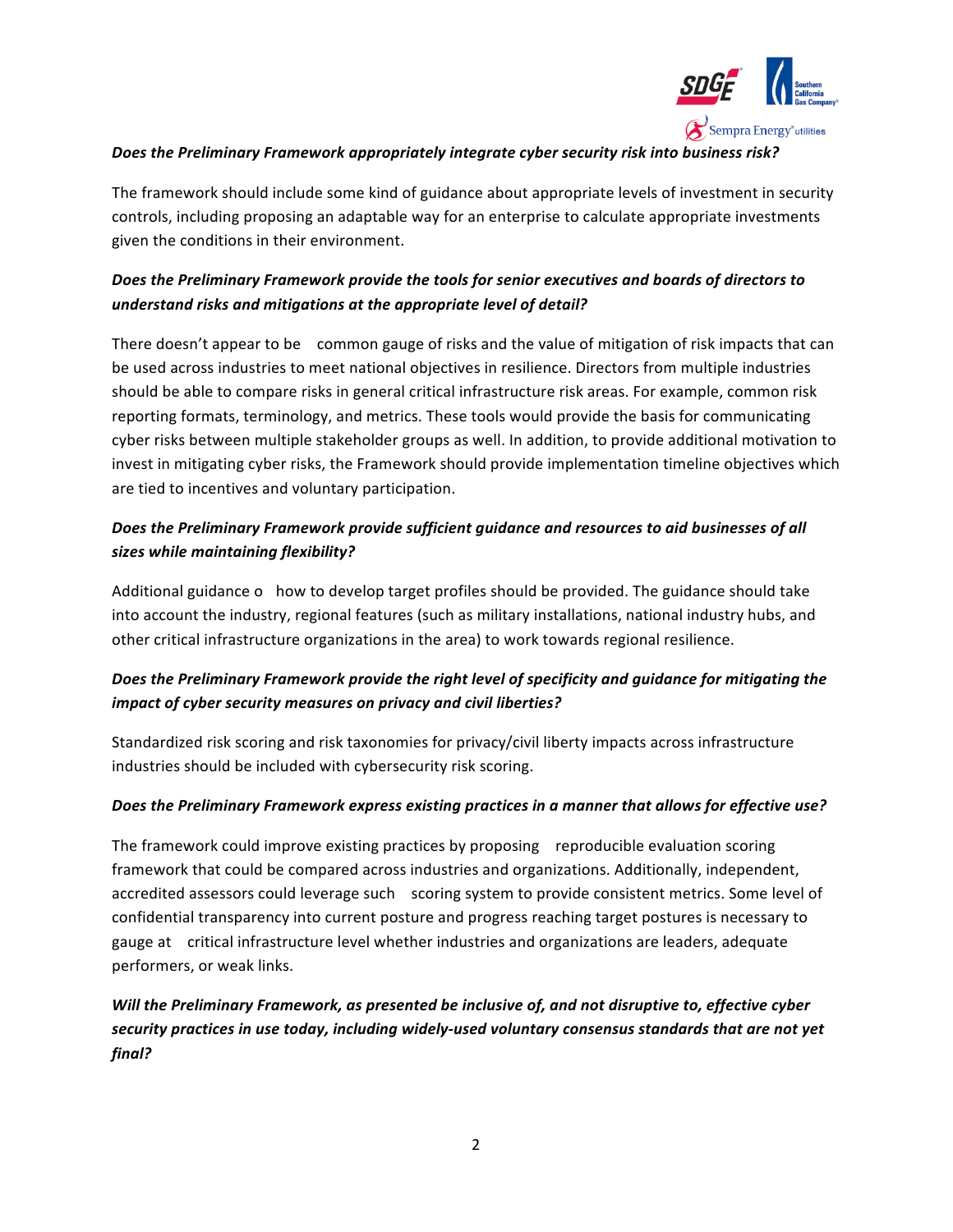***Does the Preliminary Framework appropriately integrate cyber security risk into business risk?***

The framework should include some kind of guidance about appropriate levels of investment in security controls, including proposing an adaptable way for an enterprise to calculate appropriate investments given the conditions in their environment.

***Does the Preliminary Framework provide the tools for senior executives and boards of directors to understand risks and mitigations at the appropriate level of detail?***

There doesn't appear to be common gauge of risks and the value of mitigation of risk impacts that can be used across industries to meet national objectives in resilience. Directors from multiple industries should be able to compare risks in general critical infrastructure risk areas. For example, common risk reporting formats, terminology, and metrics. These tools would provide the basis for communicating cyber risks between multiple stakeholder groups as well. In addition, to provide additional motivation to invest in mitigating cyber risks, the Framework should provide implementation timeline objectives which are tied to incentives and voluntary participation.

***Does the Preliminary Framework provide sufficient guidance and resources to aid businesses of all sizes while maintaining flexibility?***

Additional guidance o how to develop target profiles should be provided. The guidance should take into account the industry, regional features (such as military installations, national industry hubs, and other critical infrastructure organizations in the area) to work towards regional resilience.

***Does the Preliminary Framework provide the right level of specificity and guidance for mitigating the impact of cyber security measures on privacy and civil liberties?***

Standardized risk scoring and risk taxonomies for privacy/civil liberty impacts across infrastructure industries should be included with cybersecurity risk scoring.

***Does the Preliminary Framework express existing practices in a manner that allows for effective use?***

The framework could improve existing practices by proposing reproducible evaluation scoring framework that could be compared across industries and organizations. Additionally, independent, accredited assessors could leverage such scoring system to provide consistent metrics. Some level of confidential transparency into current posture and progress reaching target postures is necessary to gauge at critical infrastructure level whether industries and organizations are leaders, adequate performers, or weak links.

***Will the Preliminary Framework, as presented be inclusive of, and not disruptive to, effective cyber security practices in use today, including widely-used voluntary consensus standards that are not yet final?***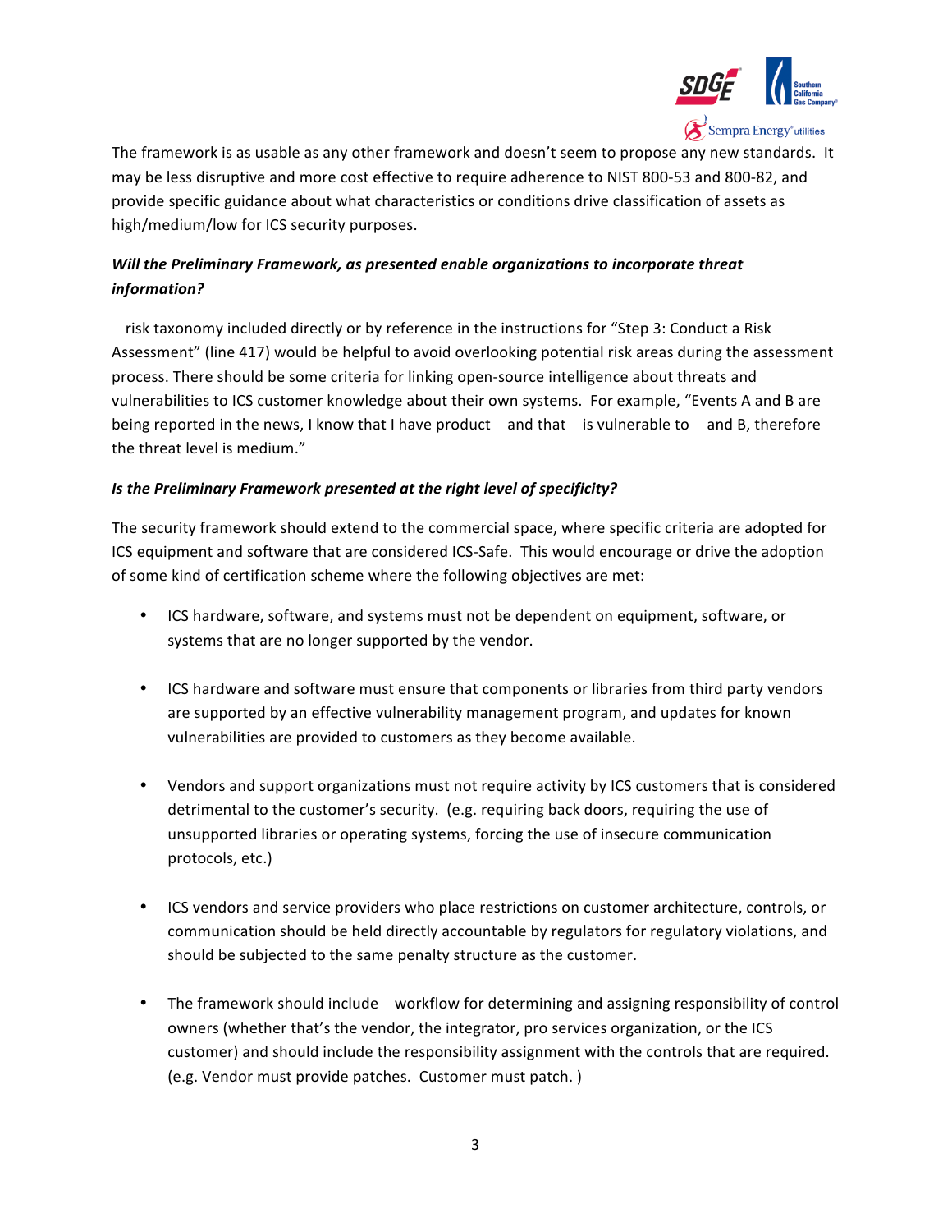The framework is as usable as any other framework and doesn't seem to propose any new standards. It may be less disruptive and more cost effective to require adherence to NIST 800-53 and 800-82, and provide specific guidance about what characteristics or conditions drive classification of assets as high/medium/low for ICS security purposes.

***Will the Preliminary Framework, as presented enable organizations to incorporate threat information?***

risk taxonomy included directly or by reference in the instructions for "Step 3: Conduct a Risk Assessment" (line 417) would be helpful to avoid overlooking potential risk areas during the assessment process. There should be some criteria for linking open-source intelligence about threats and vulnerabilities to ICS customer knowledge about their own systems. For example, "Events A and B are being reported in the news, I know that I have product and that is vulnerable to and B, therefore the threat level is medium."

***Is the Preliminary Framework presented at the right level of specificity?***

The security framework should extend to the commercial space, where specific criteria are adopted for ICS equipment and software that are considered ICS-Safe. This would encourage or drive the adoption of some kind of certification scheme where the following objectives are met:

- ICS hardware, software, and systems must not be dependent on equipment, software, or systems that are no longer supported by the vendor.
- ICS hardware and software must ensure that components or libraries from third party vendors are supported by an effective vulnerability management program, and updates for known vulnerabilities are provided to customers as they become available.
- Vendors and support organizations must not require activity by ICS customers that is considered detrimental to the customer's security. (e.g. requiring back doors, requiring the use of unsupported libraries or operating systems, forcing the use of insecure communication protocols, etc.)
- ICS vendors and service providers who place restrictions on customer architecture, controls, or communication should be held directly accountable by regulators for regulatory violations, and should be subjected to the same penalty structure as the customer.
- The framework should include workflow for determining and assigning responsibility of control owners (whether that's the vendor, the integrator, pro services organization, or the ICS customer) and should include the responsibility assignment with the controls that are required. (e.g. Vendor must provide patches. Customer must patch. )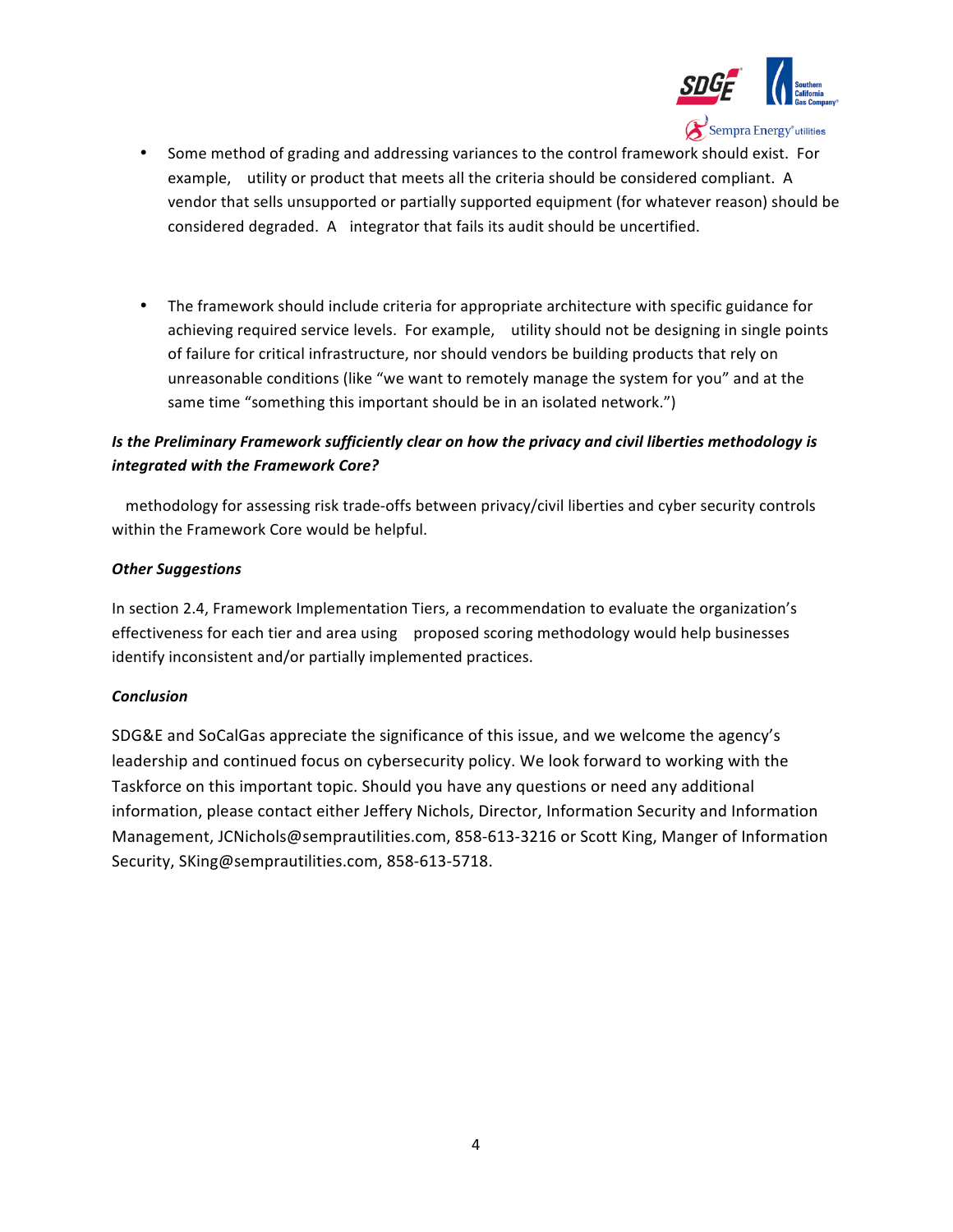- Some method of grading and addressing variances to the control framework should exist. For example, utility or product that meets all the criteria should be considered compliant. A vendor that sells unsupported or partially supported equipment (for whatever reason) should be considered degraded. A integrator that fails its audit should be uncertified.

- The framework should include criteria for appropriate architecture with specific guidance for achieving required service levels. For example, utility should not be designing in single points of failure for critical infrastructure, nor should vendors be building products that rely on unreasonable conditions (like "we want to remotely manage the system for you" and at the same time "something this important should be in an isolated network.")

***Is the Preliminary Framework sufficiently clear on how the privacy and civil liberties methodology is integrated with the Framework Core?***

methodology for assessing risk trade-offs between privacy/civil liberties and cyber security controls within the Framework Core would be helpful.

***Other Suggestions***

In section 2.4, Framework Implementation Tiers, a recommendation to evaluate the organization's effectiveness for each tier and area using proposed scoring methodology would help businesses identify inconsistent and/or partially implemented practices.

***Conclusion***

SDG&E and SoCalGas appreciate the significance of this issue, and we welcome the agency's leadership and continued focus on cybersecurity policy. We look forward to working with the Taskforce on this important topic. Should you have any questions or need any additional information, please contact either Jeffery Nichols, Director, Information Security and Information Management, JCNichols@semprautilities.com, 858-613-3216 or Scott King, Manger of Information Security, SKing@semprautilities.com, 858-613-5718.